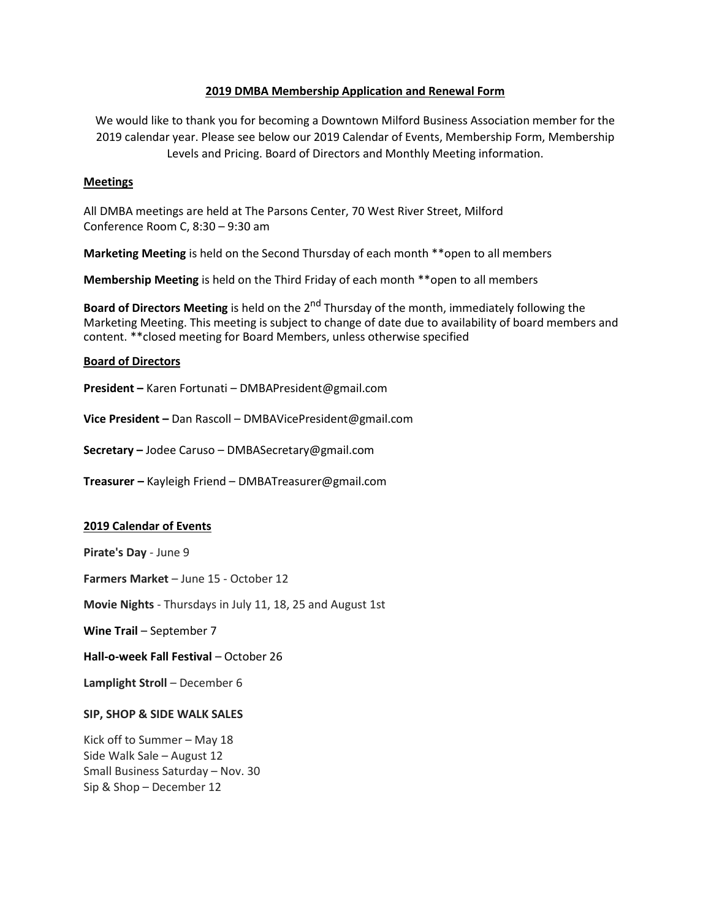## 2019 DMBA Membership Application and Renewal Form

We would like to thank you for becoming a Downtown Milford Business Association member for the 2019 calendar year. Please see below our 2019 Calendar of Events, Membership Form, Membership Levels and Pricing. Board of Directors and Monthly Meeting information.

### Meetings

All DMBA meetings are held at The Parsons Center, 70 West River Street, Milford
Conference Room C, 8:30 – 9:30 am

**Marketing Meeting** is held on the Second Thursday of each month **open to all members

**Membership Meeting** is held on the Third Friday of each month **open to all members

**Board of Directors Meeting** is held on the 2nd Thursday of the month, immediately following the Marketing Meeting. This meeting is subject to change of date due to availability of board members and content. **closed meeting for Board Members, unless otherwise specified

### Board of Directors

**President –** Karen Fortunati – DMBAPresident@gmail.com

**Vice President –** Dan Rascoll – DMBAVicePresident@gmail.com

**Secretary –** Jodee Caruso – DMBASecretary@gmail.com

**Treasurer –** Kayleigh Friend – DMBATreasurer@gmail.com

### 2019 Calendar of Events

**Pirate's Day** - June 9

**Farmers Market** – June 15 - October 12

**Movie Nights** - Thursdays in July 11, 18, 25 and August 1st

**Wine Trail** – September 7

**Hall-o-week Fall Festival** – October 26

**Lamplight Stroll** – December 6

**SIP, SHOP & SIDE WALK SALES**

Kick off to Summer – May 18
Side Walk Sale – August 12
Small Business Saturday – Nov. 30
Sip & Shop – December 12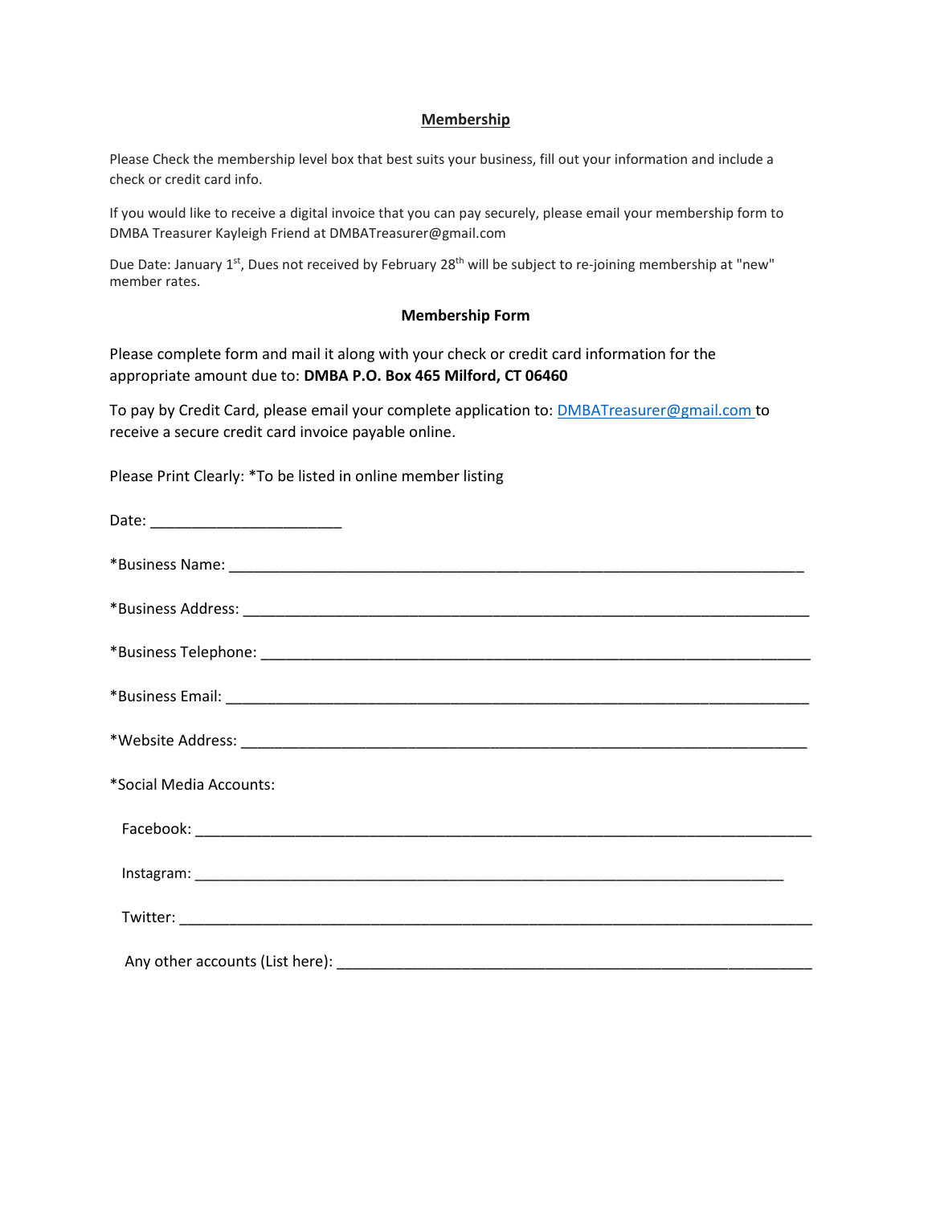## Membership

Please Check the membership level box that best suits your business, fill out your information and include a check or credit card info.

If you would like to receive a digital invoice that you can pay securely, please email your membership form to DMBA Treasurer Kayleigh Friend at DMBATreasurer@gmail.com

Due Date: January 1st, Dues not received by February 28th will be subject to re-joining membership at "new" member rates.

### Membership Form

Please complete form and mail it along with your check or credit card information for the appropriate amount due to: **DMBA P.O. Box 465 Milford, CT 06460**

To pay by Credit Card, please email your complete application to: DMBATreasurer@gmail.com to receive a secure credit card invoice payable online.

Please Print Clearly: *To be listed in online member listing

Date: _______________________

*Business Name: _______________________________________________________________________

*Business Address: _____________________________________________________________________

*Business Telephone: ___________________________________________________________________

*Business Email: _______________________________________________________________________

*Website Address: ______________________________________________________________________

*Social Media Accounts:

Facebook: _____________________________________________________________________________

Instagram: ____________________________________________________________________________

Twitter: _______________________________________________________________________________

Any other accounts (List here): ___________________________________________________________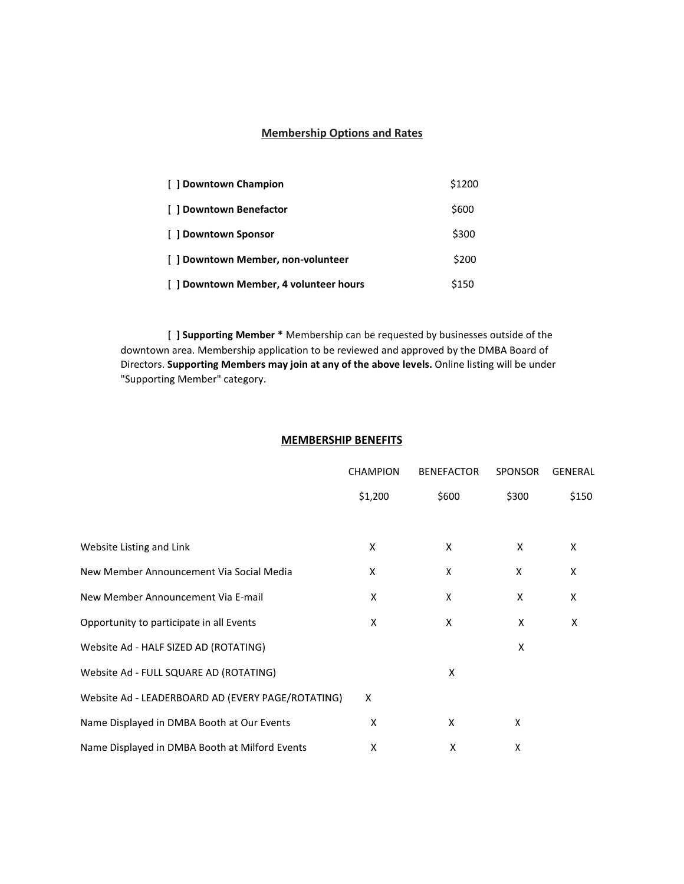**Membership Options and Rates**

| | |
|---|---|
| [ ] **Downtown Champion** | $1200 |
| [ ] **Downtown Benefactor** | $600 |
| [ ] **Downtown Sponsor** | $300 |
| [ ] **Downtown Member, non-volunteer** | $200 |
| [ ] **Downtown Member, 4 volunteer hours** | $150 |

[ ] **Supporting Member *** Membership can be requested by businesses outside of the downtown area. Membership application to be reviewed and approved by the DMBA Board of Directors. **Supporting Members may join at any of the above levels.** Online listing will be under "Supporting Member" category.

**MEMBERSHIP BENEFITS**

| | CHAMPION | BENEFACTOR | SPONSOR | GENERAL |
|---|---|---|---|---|
| | $1,200 | $600 | $300 | $150 |
| Website Listing and Link | X | X | X | X |
| New Member Announcement Via Social Media | X | X | X | X |
| New Member Announcement Via E-mail | X | X | X | X |
| Opportunity to participate in all Events | X | X | X | X |
| Website Ad - HALF SIZED AD (ROTATING) | | | X | |
| Website Ad - FULL SQUARE AD (ROTATING) | | X | | |
| Website Ad - LEADERBOARD AD (EVERY PAGE/ROTATING) | X | | | |
| Name Displayed in DMBA Booth at Our Events | X | X | X | |
| Name Displayed in DMBA Booth at Milford Events | X | X | X | |